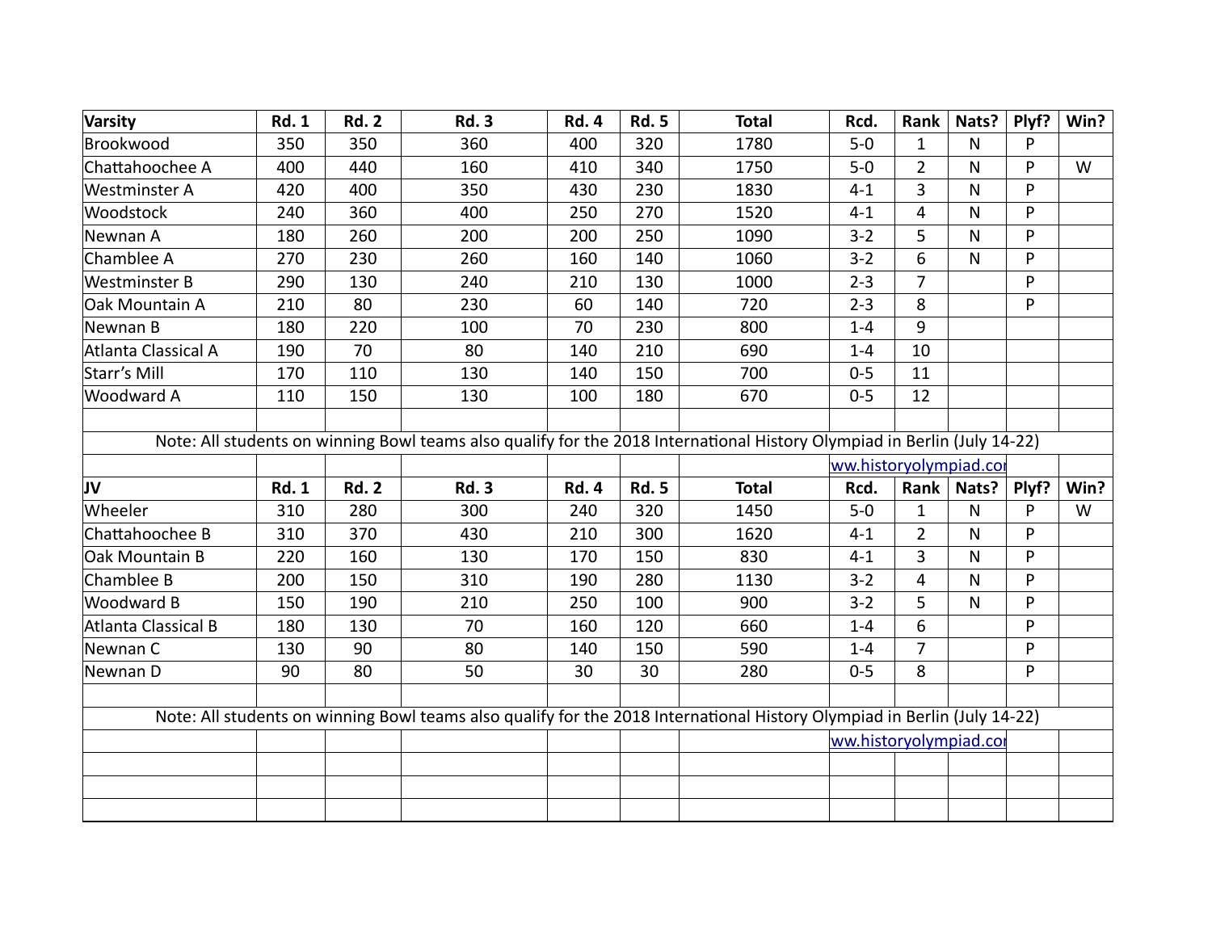| Varsity | Rd. 1 | Rd. 2 | Rd. 3 | Rd. 4 | Rd. 5 | Total | Rcd. | Rank | Nats? | Plyf? | Win? |
|---|---|---|---|---|---|---|---|---|---|---|---|
| Brookwood | 350 | 350 | 360 | 400 | 320 | 1780 | 5-0 | 1 | N | P | |
| Chattahoochee A | 400 | 440 | 160 | 410 | 340 | 1750 | 5-0 | 2 | N | P | W |
| Westminster A | 420 | 400 | 350 | 430 | 230 | 1830 | 4-1 | 3 | N | P | |
| Woodstock | 240 | 360 | 400 | 250 | 270 | 1520 | 4-1 | 4 | N | P | |
| Newnan A | 180 | 260 | 200 | 200 | 250 | 1090 | 3-2 | 5 | N | P | |
| Chamblee A | 270 | 230 | 260 | 160 | 140 | 1060 | 3-2 | 6 | N | P | |
| Westminster B | 290 | 130 | 240 | 210 | 130 | 1000 | 2-3 | 7 | | P | |
| Oak Mountain A | 210 | 80 | 230 | 60 | 140 | 720 | 2-3 | 8 | | P | |
| Newnan B | 180 | 220 | 100 | 70 | 230 | 800 | 1-4 | 9 | | | |
| Atlanta Classical A | 190 | 70 | 80 | 140 | 210 | 690 | 1-4 | 10 | | | |
| Starr's Mill | 170 | 110 | 130 | 140 | 150 | 700 | 0-5 | 11 | | | |
| Woodward A | 110 | 150 | 130 | 100 | 180 | 670 | 0-5 | 12 | | | |

Note: All students on winning Bowl teams also qualify for the 2018 International History Olympiad in Berlin (July 14-22)

ww.historyolympiad.co

| JV | Rd. 1 | Rd. 2 | Rd. 3 | Rd. 4 | Rd. 5 | Total | Rcd. | Rank | Nats? | Plyf? | Win? |
|---|---|---|---|---|---|---|---|---|---|---|---|
| Wheeler | 310 | 280 | 300 | 240 | 320 | 1450 | 5-0 | 1 | N | P | W |
| Chattahoochee B | 310 | 370 | 430 | 210 | 300 | 1620 | 4-1 | 2 | N | P | |
| Oak Mountain B | 220 | 160 | 130 | 170 | 150 | 830 | 4-1 | 3 | N | P | |
| Chamblee B | 200 | 150 | 310 | 190 | 280 | 1130 | 3-2 | 4 | N | P | |
| Woodward B | 150 | 190 | 210 | 250 | 100 | 900 | 3-2 | 5 | N | P | |
| Atlanta Classical B | 180 | 130 | 70 | 160 | 120 | 660 | 1-4 | 6 | | P | |
| Newnan C | 130 | 90 | 80 | 140 | 150 | 590 | 1-4 | 7 | | P | |
| Newnan D | 90 | 80 | 50 | 30 | 30 | 280 | 0-5 | 8 | | P | |

Note: All students on winning Bowl teams also qualify for the 2018 International History Olympiad in Berlin (July 14-22)

ww.historyolympiad.co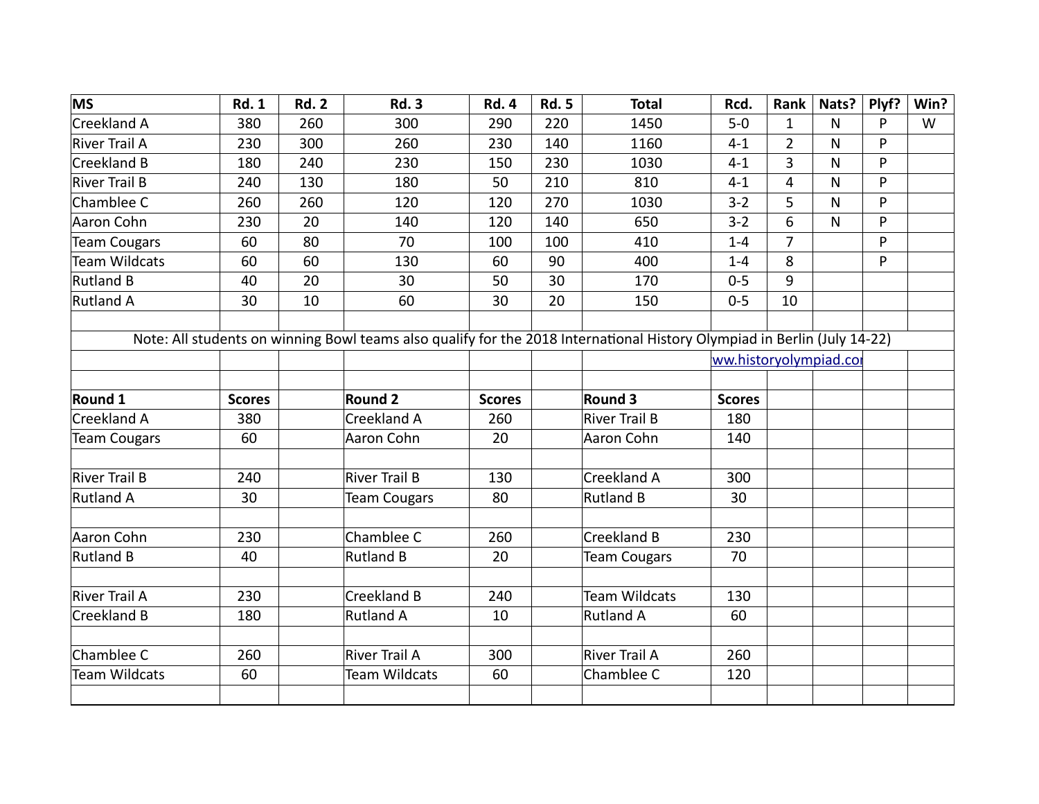| MS | Rd. 1 | Rd. 2 | Rd. 3 | Rd. 4 | Rd. 5 | Total | Rcd. | Rank | Nats? | Plyf? | Win? |
|---|---|---|---|---|---|---|---|---|---|---|---|
| Creekland A | 380 | 260 | 300 | 290 | 220 | 1450 | 5-0 | 1 | N | P | W |
| River Trail A | 230 | 300 | 260 | 230 | 140 | 1160 | 4-1 | 2 | N | P | |
| Creekland B | 180 | 240 | 230 | 150 | 230 | 1030 | 4-1 | 3 | N | P | |
| River Trail B | 240 | 130 | 180 | 50 | 210 | 810 | 4-1 | 4 | N | P | |
| Chamblee C | 260 | 260 | 120 | 120 | 270 | 1030 | 3-2 | 5 | N | P | |
| Aaron Cohn | 230 | 20 | 140 | 120 | 140 | 650 | 3-2 | 6 | N | P | |
| Team Cougars | 60 | 80 | 70 | 100 | 100 | 410 | 1-4 | 7 | | P | |
| Team Wildcats | 60 | 60 | 130 | 60 | 90 | 400 | 1-4 | 8 | | P | |
| Rutland B | 40 | 20 | 30 | 50 | 30 | 170 | 0-5 | 9 | | | |
| Rutland A | 30 | 10 | 60 | 30 | 20 | 150 | 0-5 | 10 | | | |

Note: All students on winning Bowl teams also qualify for the 2018 International History Olympiad in Berlin (July 14-22)

ww.historyolympiad.cor

| Round 1 | Scores | | Round 2 | Scores | | Round 3 | Scores |
|---|---|---|---|---|---|---|---|
| Creekland A | 380 | | Creekland A | 260 | | River Trail B | 180 |
| Team Cougars | 60 | | Aaron Cohn | 20 | | Aaron Cohn | 140 |
| | | | | | | | |
| River Trail B | 240 | | River Trail B | 130 | | Creekland A | 300 |
| Rutland A | 30 | | Team Cougars | 80 | | Rutland B | 30 |
| | | | | | | | |
| Aaron Cohn | 230 | | Chamblee C | 260 | | Creekland B | 230 |
| Rutland B | 40 | | Rutland B | 20 | | Team Cougars | 70 |
| | | | | | | | |
| River Trail A | 230 | | Creekland B | 240 | | Team Wildcats | 130 |
| Creekland B | 180 | | Rutland A | 10 | | Rutland A | 60 |
| | | | | | | | |
| Chamblee C | 260 | | River Trail A | 300 | | River Trail A | 260 |
| Team Wildcats | 60 | | Team Wildcats | 60 | | Chamblee C | 120 |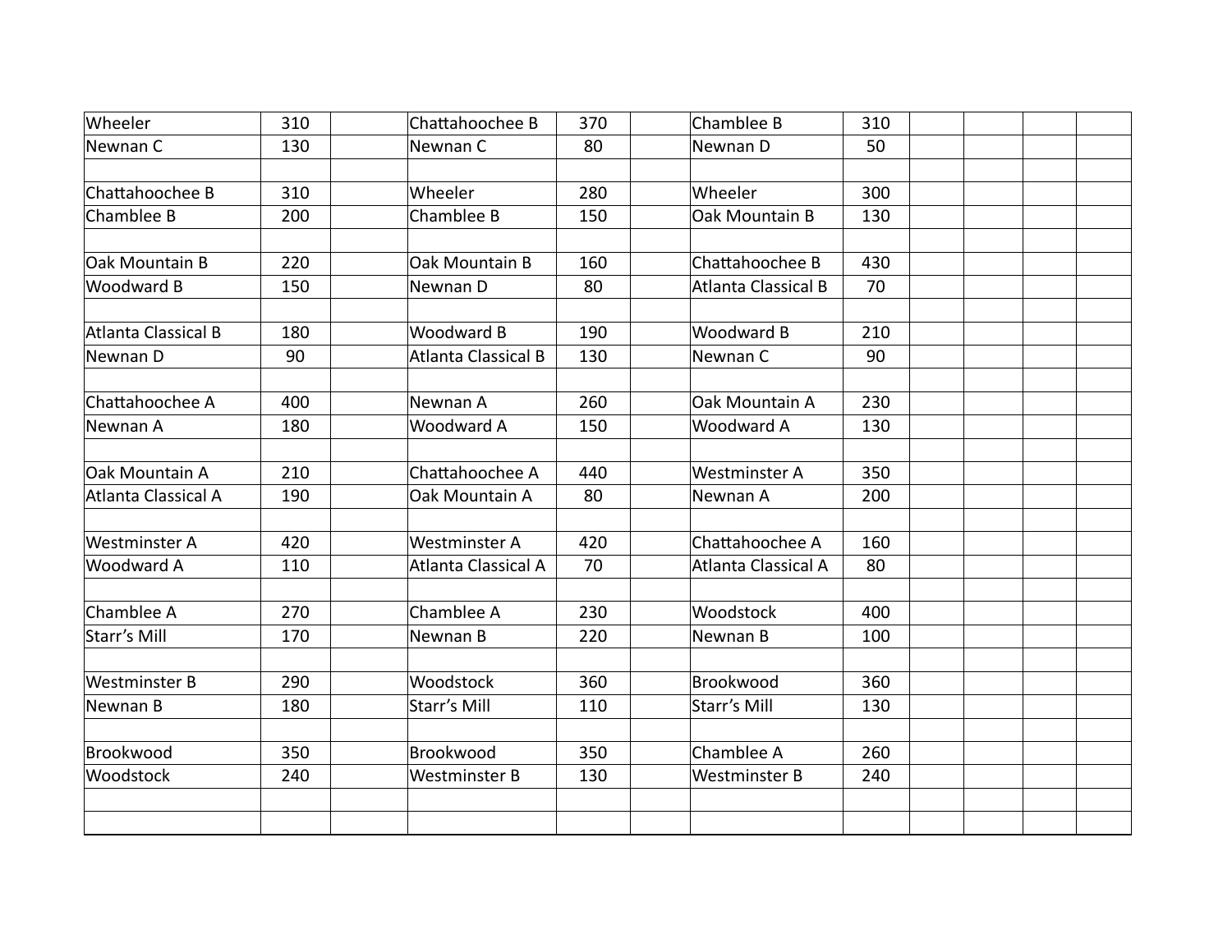| | | | | | | | | | | | | |
|---|---|---|---|---|---|---|---|---|---|---|---|---|
| Wheeler | 310 | | Chattahoochee B | 370 | | Chamblee B | 310 | | | | | |
| Newnan C | 130 | | Newnan C | 80 | | Newnan D | 50 | | | | | |
| | | | | | | | | | | | | |
| Chattahoochee B | 310 | | Wheeler | 280 | | Wheeler | 300 | | | | | |
| Chamblee B | 200 | | Chamblee B | 150 | | Oak Mountain B | 130 | | | | | |
| | | | | | | | | | | | | |
| Oak Mountain B | 220 | | Oak Mountain B | 160 | | Chattahoochee B | 430 | | | | | |
| Woodward B | 150 | | Newnan D | 80 | | Atlanta Classical B | 70 | | | | | |
| | | | | | | | | | | | | |
| Atlanta Classical B | 180 | | Woodward B | 190 | | Woodward B | 210 | | | | | |
| Newnan D | 90 | | Atlanta Classical B | 130 | | Newnan C | 90 | | | | | |
| | | | | | | | | | | | | |
| Chattahoochee A | 400 | | Newnan A | 260 | | Oak Mountain A | 230 | | | | | |
| Newnan A | 180 | | Woodward A | 150 | | Woodward A | 130 | | | | | |
| | | | | | | | | | | | | |
| Oak Mountain A | 210 | | Chattahoochee A | 440 | | Westminster A | 350 | | | | | |
| Atlanta Classical A | 190 | | Oak Mountain A | 80 | | Newnan A | 200 | | | | | |
| | | | | | | | | | | | | |
| Westminster A | 420 | | Westminster A | 420 | | Chattahoochee A | 160 | | | | | |
| Woodward A | 110 | | Atlanta Classical A | 70 | | Atlanta Classical A | 80 | | | | | |
| | | | | | | | | | | | | |
| Chamblee A | 270 | | Chamblee A | 230 | | Woodstock | 400 | | | | | |
| Starr's Mill | 170 | | Newnan B | 220 | | Newnan B | 100 | | | | | |
| | | | | | | | | | | | | |
| Westminster B | 290 | | Woodstock | 360 | | Brookwood | 360 | | | | | |
| Newnan B | 180 | | Starr's Mill | 110 | | Starr's Mill | 130 | | | | | |
| | | | | | | | | | | | | |
| Brookwood | 350 | | Brookwood | 350 | | Chamblee A | 260 | | | | | |
| Woodstock | 240 | | Westminster B | 130 | | Westminster B | 240 | | | | | |
| | | | | | | | | | | | | |
| | | | | | | | | | | | | |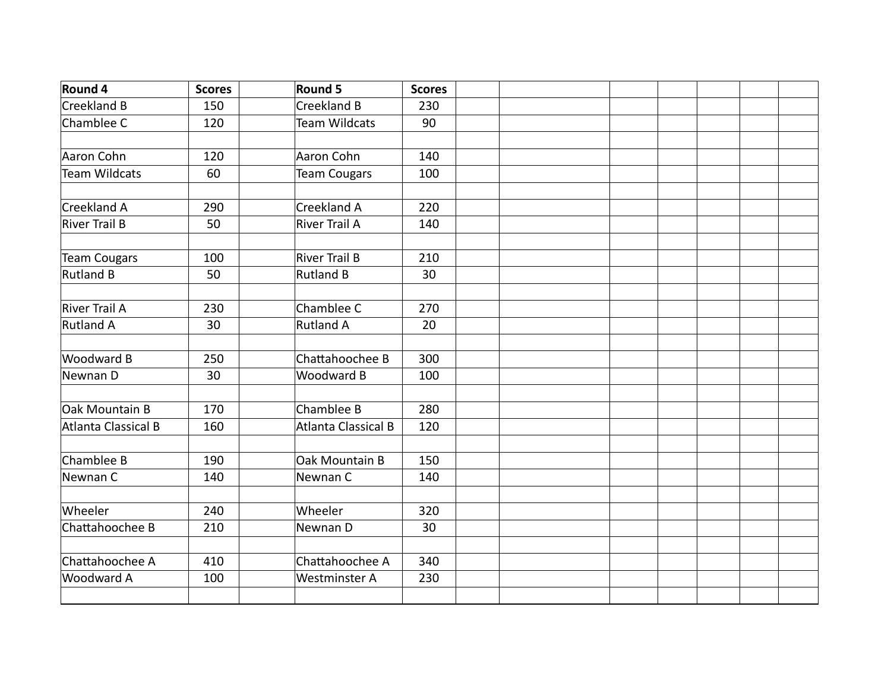| Round 4 | Scores | | Round 5 | Scores |
|---|---|---|---|---|
| Creekland B | 150 | | Creekland B | 230 |
| Chamblee C | 120 | | Team Wildcats | 90 |
| | | | | |
| Aaron Cohn | 120 | | Aaron Cohn | 140 |
| Team Wildcats | 60 | | Team Cougars | 100 |
| | | | | |
| Creekland A | 290 | | Creekland A | 220 |
| River Trail B | 50 | | River Trail A | 140 |
| | | | | |
| Team Cougars | 100 | | River Trail B | 210 |
| Rutland B | 50 | | Rutland B | 30 |
| | | | | |
| River Trail A | 230 | | Chamblee C | 270 |
| Rutland A | 30 | | Rutland A | 20 |
| | | | | |
| Woodward B | 250 | | Chattahoochee B | 300 |
| Newnan D | 30 | | Woodward B | 100 |
| | | | | |
| Oak Mountain B | 170 | | Chamblee B | 280 |
| Atlanta Classical B | 160 | | Atlanta Classical B | 120 |
| | | | | |
| Chamblee B | 190 | | Oak Mountain B | 150 |
| Newnan C | 140 | | Newnan C | 140 |
| | | | | |
| Wheeler | 240 | | Wheeler | 320 |
| Chattahoochee B | 210 | | Newnan D | 30 |
| | | | | |
| Chattahoochee A | 410 | | Chattahoochee A | 340 |
| Woodward A | 100 | | Westminster A | 230 |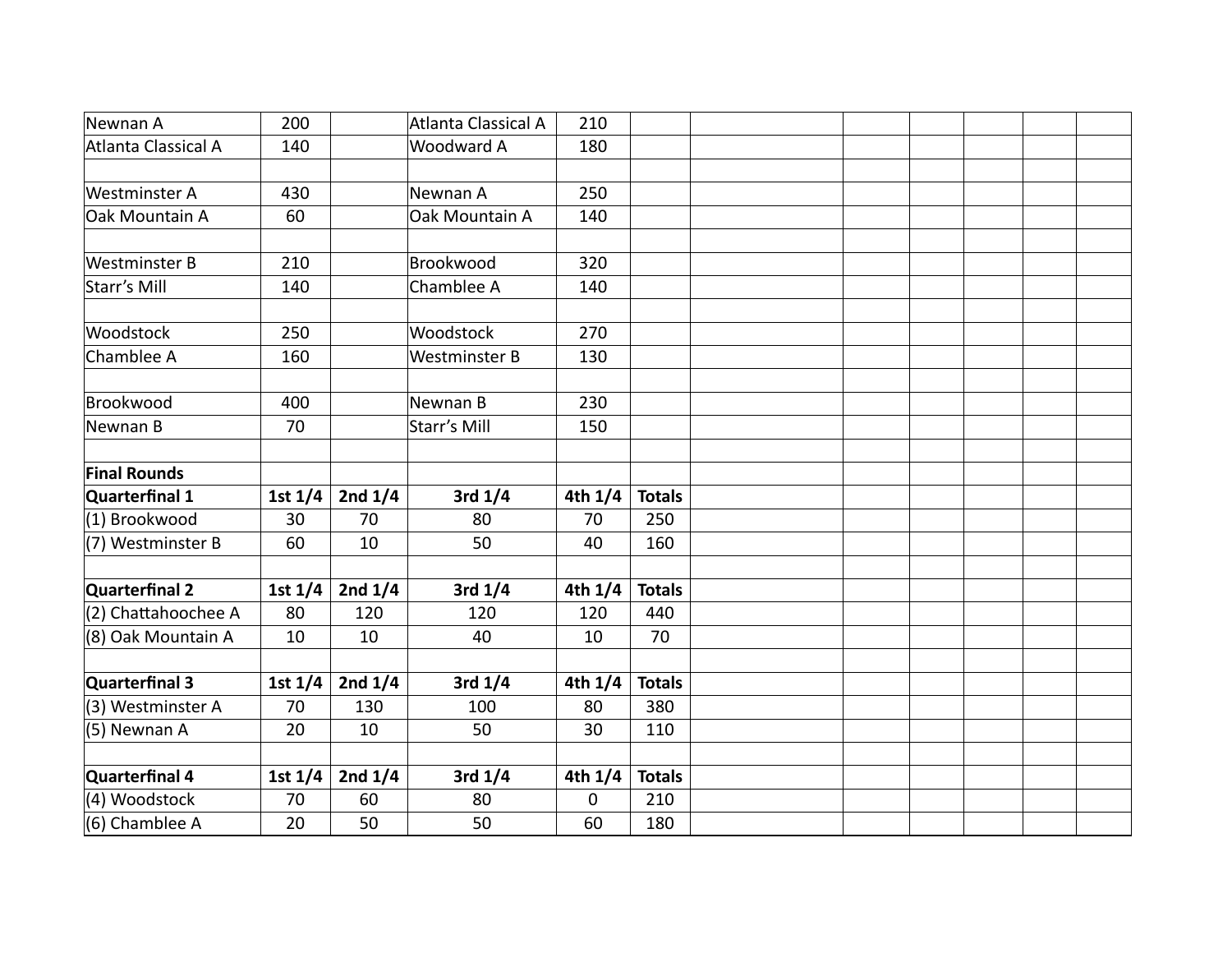| | | | | | |
|---|---|---|---|---|---|
| Newnan A | 200 | | Atlanta Classical A | 210 | |
| Atlanta Classical A | 140 | | Woodward A | 180 | |
| | | | | | |
| Westminster A | 430 | | Newnan A | 250 | |
| Oak Mountain A | 60 | | Oak Mountain A | 140 | |
| | | | | | |
| Westminster B | 210 | | Brookwood | 320 | |
| Starr's Mill | 140 | | Chamblee A | 140 | |
| | | | | | |
| Woodstock | 250 | | Woodstock | 270 | |
| Chamblee A | 160 | | Westminster B | 130 | |
| | | | | | |
| Brookwood | 400 | | Newnan B | 230 | |
| Newnan B | 70 | | Starr's Mill | 150 | |
| | | | | | |
| **Final Rounds** | | | | | |
| **Quarterfinal 1** | **1st 1/4** | **2nd 1/4** | **3rd 1/4** | **4th 1/4** | **Totals** |
| (1) Brookwood | 30 | 70 | 80 | 70 | 250 |
| (7) Westminster B | 60 | 10 | 50 | 40 | 160 |
| | | | | | |
| **Quarterfinal 2** | **1st 1/4** | **2nd 1/4** | **3rd 1/4** | **4th 1/4** | **Totals** |
| (2) Chattahoochee A | 80 | 120 | 120 | 120 | 440 |
| (8) Oak Mountain A | 10 | 10 | 40 | 10 | 70 |
| | | | | | |
| **Quarterfinal 3** | **1st 1/4** | **2nd 1/4** | **3rd 1/4** | **4th 1/4** | **Totals** |
| (3) Westminster A | 70 | 130 | 100 | 80 | 380 |
| (5) Newnan A | 20 | 10 | 50 | 30 | 110 |
| | | | | | |
| **Quarterfinal 4** | **1st 1/4** | **2nd 1/4** | **3rd 1/4** | **4th 1/4** | **Totals** |
| (4) Woodstock | 70 | 60 | 80 | 0 | 210 |
| (6) Chamblee A | 20 | 50 | 50 | 60 | 180 |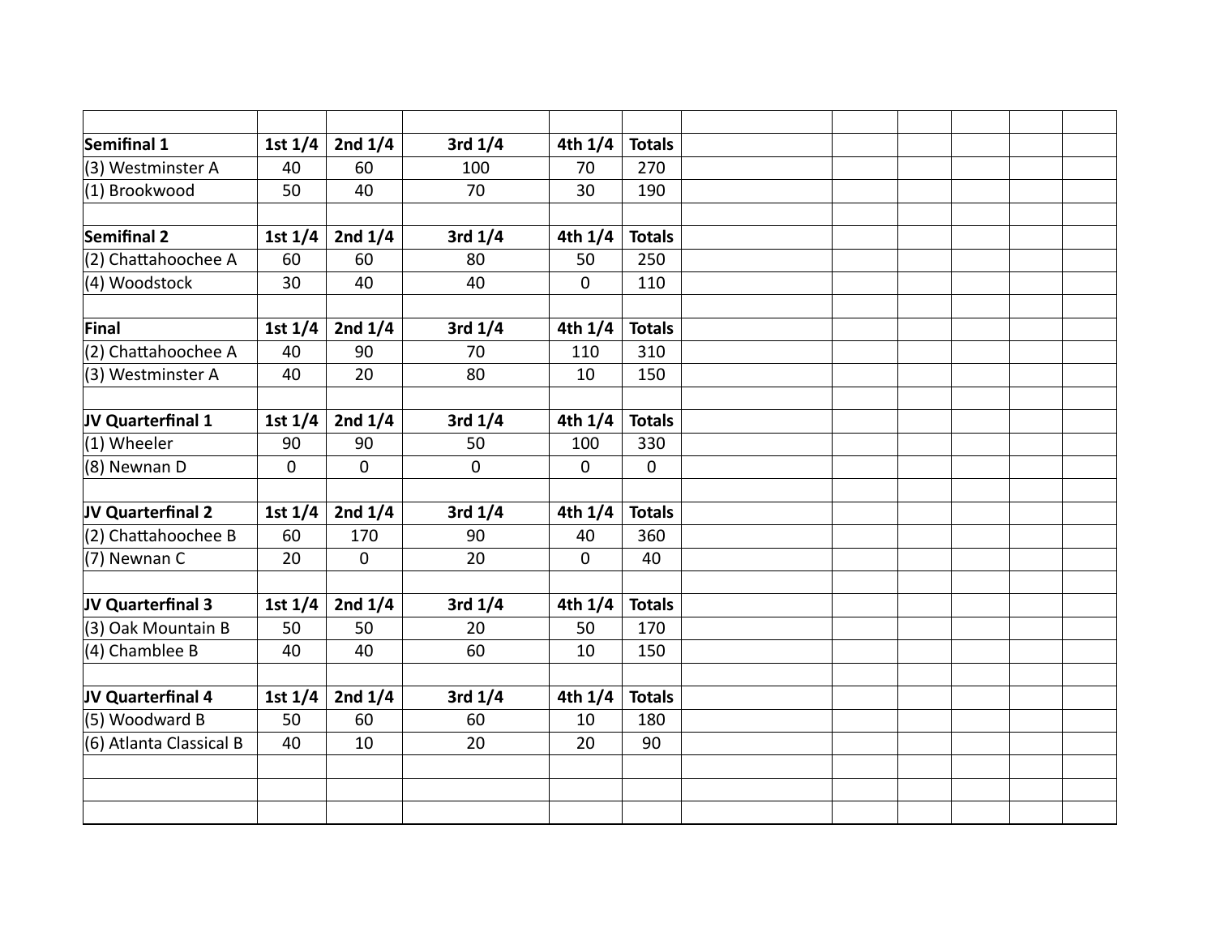| Semifinal 1 | 1st 1/4 | 2nd 1/4 | 3rd 1/4 | 4th 1/4 | Totals |
|---|---|---|---|---|---|
| (3) Westminster A | 40 | 60 | 100 | 70 | 270 |
| (1) Brookwood | 50 | 40 | 70 | 30 | 190 |
| | | | | | |
| **Semifinal 2** | **1st 1/4** | **2nd 1/4** | **3rd 1/4** | **4th 1/4** | **Totals** |
| (2) Chattahoochee A | 60 | 60 | 80 | 50 | 250 |
| (4) Woodstock | 30 | 40 | 40 | 0 | 110 |
| | | | | | |
| **Final** | **1st 1/4** | **2nd 1/4** | **3rd 1/4** | **4th 1/4** | **Totals** |
| (2) Chattahoochee A | 40 | 90 | 70 | 110 | 310 |
| (3) Westminster A | 40 | 20 | 80 | 10 | 150 |
| | | | | | |
| **JV Quarterfinal 1** | **1st 1/4** | **2nd 1/4** | **3rd 1/4** | **4th 1/4** | **Totals** |
| (1) Wheeler | 90 | 90 | 50 | 100 | 330 |
| (8) Newnan D | 0 | 0 | 0 | 0 | 0 |
| | | | | | |
| **JV Quarterfinal 2** | **1st 1/4** | **2nd 1/4** | **3rd 1/4** | **4th 1/4** | **Totals** |
| (2) Chattahoochee B | 60 | 170 | 90 | 40 | 360 |
| (7) Newnan C | 20 | 0 | 20 | 0 | 40 |
| | | | | | |
| **JV Quarterfinal 3** | **1st 1/4** | **2nd 1/4** | **3rd 1/4** | **4th 1/4** | **Totals** |
| (3) Oak Mountain B | 50 | 50 | 20 | 50 | 170 |
| (4) Chamblee B | 40 | 40 | 60 | 10 | 150 |
| | | | | | |
| **JV Quarterfinal 4** | **1st 1/4** | **2nd 1/4** | **3rd 1/4** | **4th 1/4** | **Totals** |
| (5) Woodward B | 50 | 60 | 60 | 10 | 180 |
| (6) Atlanta Classical B | 40 | 10 | 20 | 20 | 90 |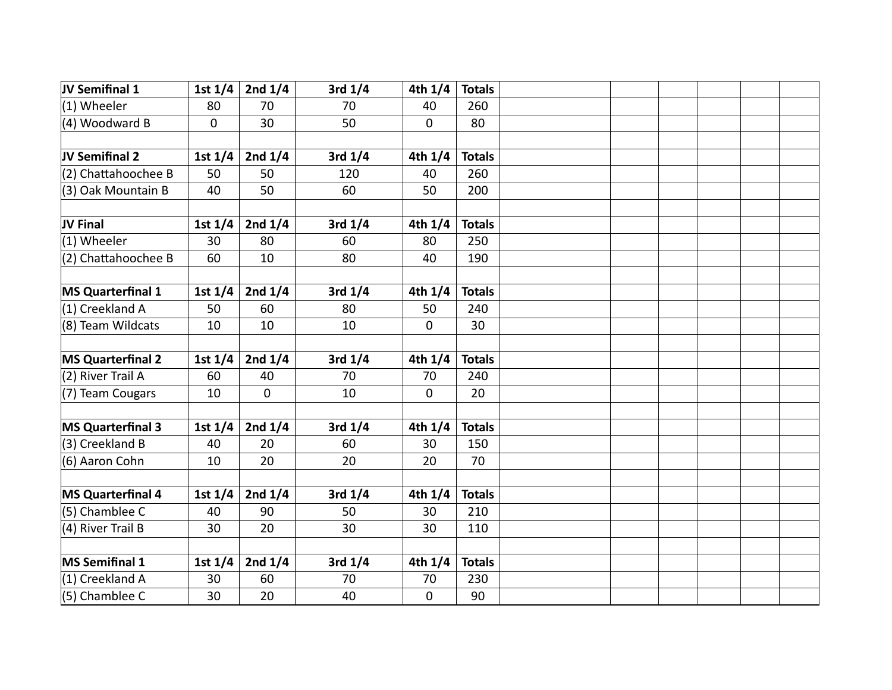| JV Semifinal 1 | 1st 1/4 | 2nd 1/4 | 3rd 1/4 | 4th 1/4 | Totals |
|---|---|---|---|---|---|
| (1) Wheeler | 80 | 70 | 70 | 40 | 260 |
| (4) Woodward B | 0 | 30 | 50 | 0 | 80 |

| JV Semifinal 2 | 1st 1/4 | 2nd 1/4 | 3rd 1/4 | 4th 1/4 | Totals |
|---|---|---|---|---|---|
| (2) Chattahoochee B | 50 | 50 | 120 | 40 | 260 |
| (3) Oak Mountain B | 40 | 50 | 60 | 50 | 200 |

| JV Final | 1st 1/4 | 2nd 1/4 | 3rd 1/4 | 4th 1/4 | Totals |
|---|---|---|---|---|---|
| (1) Wheeler | 30 | 80 | 60 | 80 | 250 |
| (2) Chattahoochee B | 60 | 10 | 80 | 40 | 190 |

| MS Quarterfinal 1 | 1st 1/4 | 2nd 1/4 | 3rd 1/4 | 4th 1/4 | Totals |
|---|---|---|---|---|---|
| (1) Creekland A | 50 | 60 | 80 | 50 | 240 |
| (8) Team Wildcats | 10 | 10 | 10 | 0 | 30 |

| MS Quarterfinal 2 | 1st 1/4 | 2nd 1/4 | 3rd 1/4 | 4th 1/4 | Totals |
|---|---|---|---|---|---|
| (2) River Trail A | 60 | 40 | 70 | 70 | 240 |
| (7) Team Cougars | 10 | 0 | 10 | 0 | 20 |

| MS Quarterfinal 3 | 1st 1/4 | 2nd 1/4 | 3rd 1/4 | 4th 1/4 | Totals |
|---|---|---|---|---|---|
| (3) Creekland B | 40 | 20 | 60 | 30 | 150 |
| (6) Aaron Cohn | 10 | 20 | 20 | 20 | 70 |

| MS Quarterfinal 4 | 1st 1/4 | 2nd 1/4 | 3rd 1/4 | 4th 1/4 | Totals |
|---|---|---|---|---|---|
| (5) Chamblee C | 40 | 90 | 50 | 30 | 210 |
| (4) River Trail B | 30 | 20 | 30 | 30 | 110 |

| MS Semifinal 1 | 1st 1/4 | 2nd 1/4 | 3rd 1/4 | 4th 1/4 | Totals |
|---|---|---|---|---|---|
| (1) Creekland A | 30 | 60 | 70 | 70 | 230 |
| (5) Chamblee C | 30 | 20 | 40 | 0 | 90 |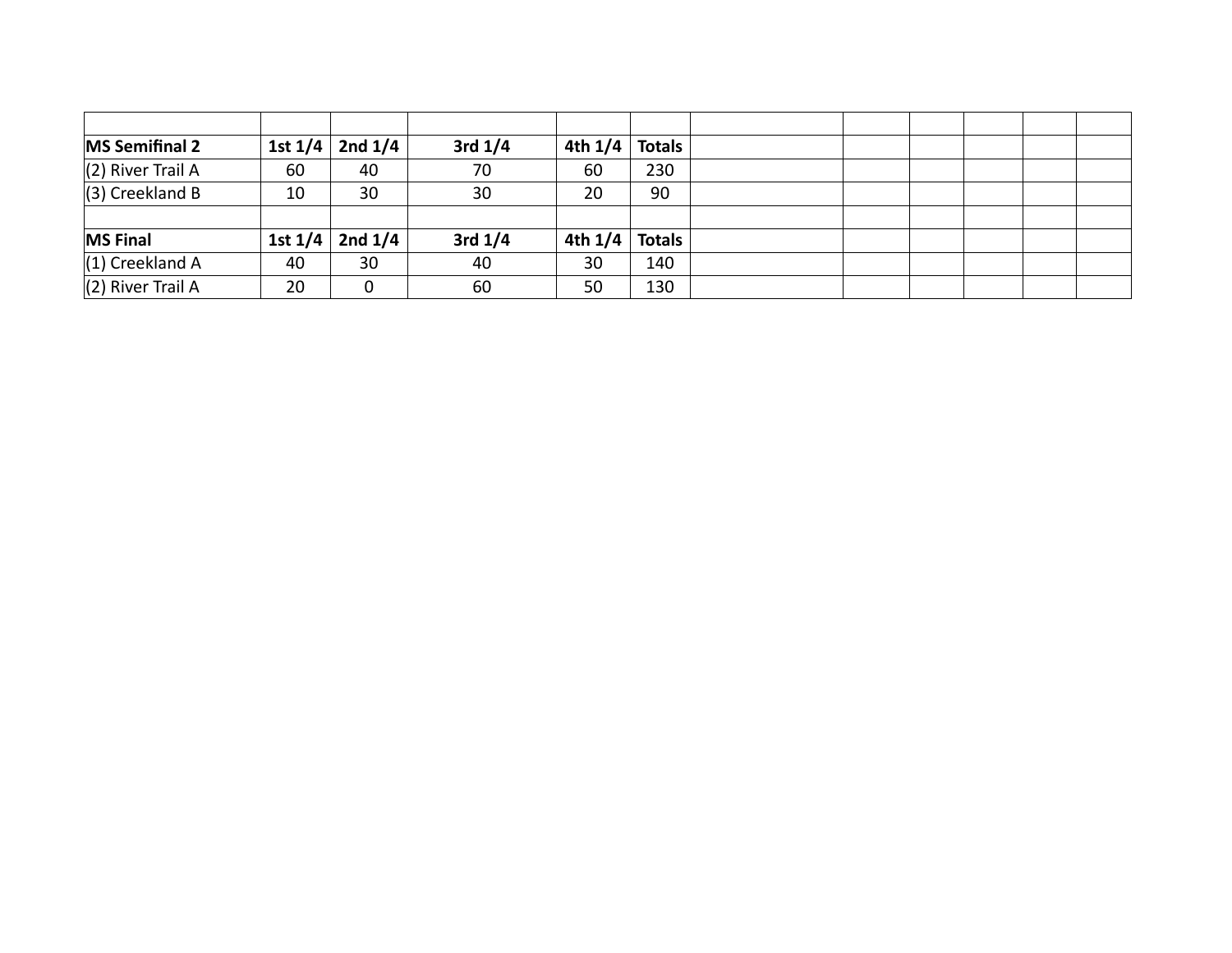| | | | | | |
|---|---|---|---|---|---|
| **MS Semifinal 2** | **1st 1/4** | **2nd 1/4** | **3rd 1/4** | **4th 1/4** | **Totals** |
| (2) River Trail A | 60 | 40 | 70 | 60 | 230 |
| (3) Creekland B | 10 | 30 | 30 | 20 | 90 |
| | | | | | |
| **MS Final** | **1st 1/4** | **2nd 1/4** | **3rd 1/4** | **4th 1/4** | **Totals** |
| (1) Creekland A | 40 | 30 | 40 | 30 | 140 |
| (2) River Trail A | 20 | 0 | 60 | 50 | 130 |